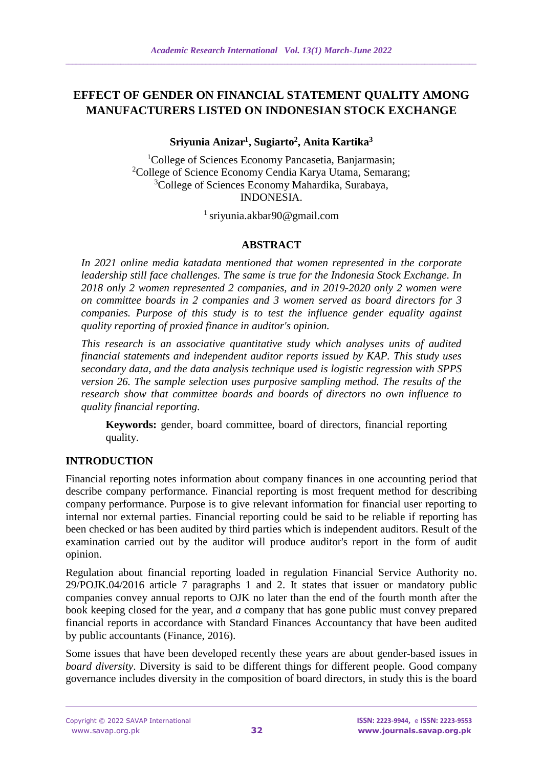# EFFECT OF GENDER ON FINANCIAL STATEMENT QUALITY AMONG MANUFACTURERS LISTED ON INDONESIAN STOCK EXCHANGE

**Sriyunia Anizar[1], Sugiarto[2], Anita Kartika[3]**

[1]College of Sciences Economy Pancasetia, Banjarmasin;
[2]College of Science Economy Cendia Karya Utama, Semarang;
[3]College of Sciences Economy Mahardika, Surabaya,
INDONESIA.

[1] sriyunia.akbar90@gmail.com

## ABSTRACT

*In 2021 online media katadata mentioned that women represented in the corporate leadership still face challenges. The same is true for the Indonesia Stock Exchange. In 2018 only 2 women represented 2 companies, and in 2019-2020 only 2 women were on committee boards in 2 companies and 3 women served as board directors for 3 companies. Purpose of this study is to test the influence gender equality against quality reporting of proxied finance in auditor's opinion.*

*This research is an associative quantitative study which analyses units of audited financial statements and independent auditor reports issued by KAP. This study uses secondary data, and the data analysis technique used is logistic regression with SPPS version 26. The sample selection uses purposive sampling method. The results of the research show that committee boards and boards of directors no own influence to quality financial reporting.*

**Keywords:** gender, board committee, board of directors, financial reporting quality.

## INTRODUCTION

Financial reporting notes information about company finances in one accounting period that describe company performance. Financial reporting is most frequent method for describing company performance. Purpose is to give relevant information for financial user reporting to internal nor external parties. Financial reporting could be said to be reliable if reporting has been checked or has been audited by third parties which is independent auditors. Result of the examination carried out by the auditor will produce auditor's report in the form of audit opinion.

Regulation about financial reporting loaded in regulation Financial Service Authority no. 29/POJK.04/2016 article 7 paragraphs 1 and 2. It states that issuer or mandatory public companies convey annual reports to OJK no later than the end of the fourth month after the book keeping closed for the year, and *a* company that has gone public must convey prepared financial reports in accordance with Standard Finances Accountancy that have been audited by public accountants (Finance, 2016).

Some issues that have been developed recently these years are about gender-based issues in *board diversity*. Diversity is said to be different things for different people. Good company governance includes diversity in the composition of board directors, in study this is the board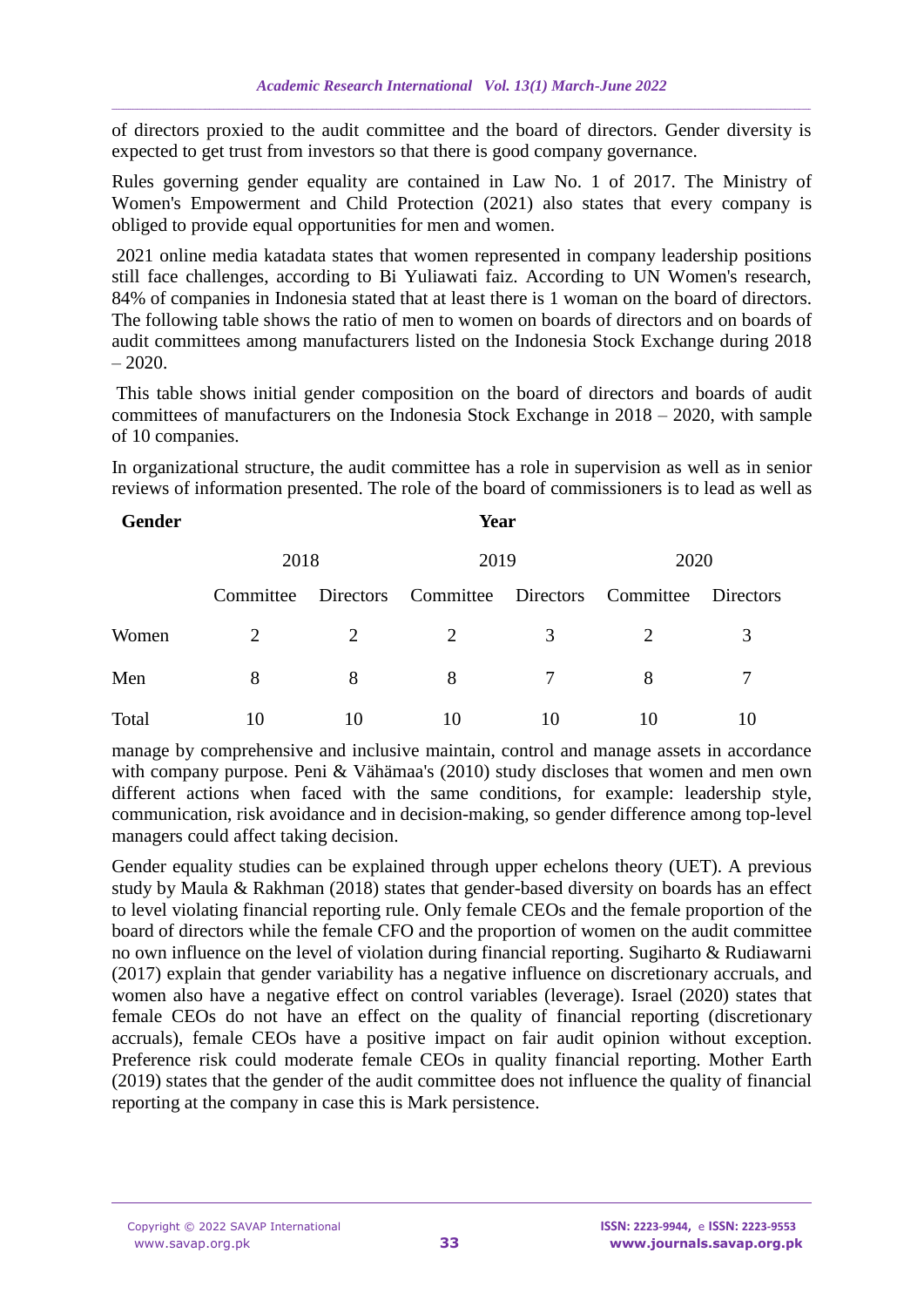of directors proxied to the audit committee and the board of directors. Gender diversity is expected to get trust from investors so that there is good company governance.

Rules governing gender equality are contained in Law No. 1 of 2017. The Ministry of Women's Empowerment and Child Protection (2021) also states that every company is obliged to provide equal opportunities for men and women.

2021 online media katadata states that women represented in company leadership positions still face challenges, according to Bi Yuliawati faiz. According to UN Women's research, 84% of companies in Indonesia stated that at least there is 1 woman on the board of directors. The following table shows the ratio of men to women on boards of directors and on boards of audit committees among manufacturers listed on the Indonesia Stock Exchange during 2018 – 2020.

This table shows initial gender composition on the board of directors and boards of audit committees of manufacturers on the Indonesia Stock Exchange in 2018 – 2020, with sample of 10 companies.

In organizational structure, the audit committee has a role in supervision as well as in senior reviews of information presented. The role of the board of commissioners is to lead as well as manage by comprehensive and inclusive maintain, control and manage assets in accordance with company purpose. Peni & Vähämaa's (2010) study discloses that women and men own different actions when faced with the same conditions, for example: leadership style, communication, risk avoidance and in decision-making, so gender difference among top-level managers could affect taking decision.

| **Gender** | **Year** | | | | | |
|---|---|---|---|---|---|---|
| | 2018 | | 2019 | | 2020 | |
| | Committee | Directors | Committee | Directors | Committee | Directors |
| Women | 2 | 2 | 2 | 3 | 2 | 3 |
| Men | 8 | 8 | 8 | 7 | 8 | 7 |
| Total | 10 | 10 | 10 | 10 | 10 | 10 |

Gender equality studies can be explained through upper echelons theory (UET). A previous study by Maula & Rakhman (2018) states that gender-based diversity on boards has an effect to level violating financial reporting rule. Only female CEOs and the female proportion of the board of directors while the female CFO and the proportion of women on the audit committee no own influence on the level of violation during financial reporting. Sugiharto & Rudiawarni (2017) explain that gender variability has a negative influence on discretionary accruals, and women also have a negative effect on control variables (leverage). Israel (2020) states that female CEOs do not have an effect on the quality of financial reporting (discretionary accruals), female CEOs have a positive impact on fair audit opinion without exception. Preference risk could moderate female CEOs in quality financial reporting. Mother Earth (2019) states that the gender of the audit committee does not influence the quality of financial reporting at the company in case this is Mark persistence.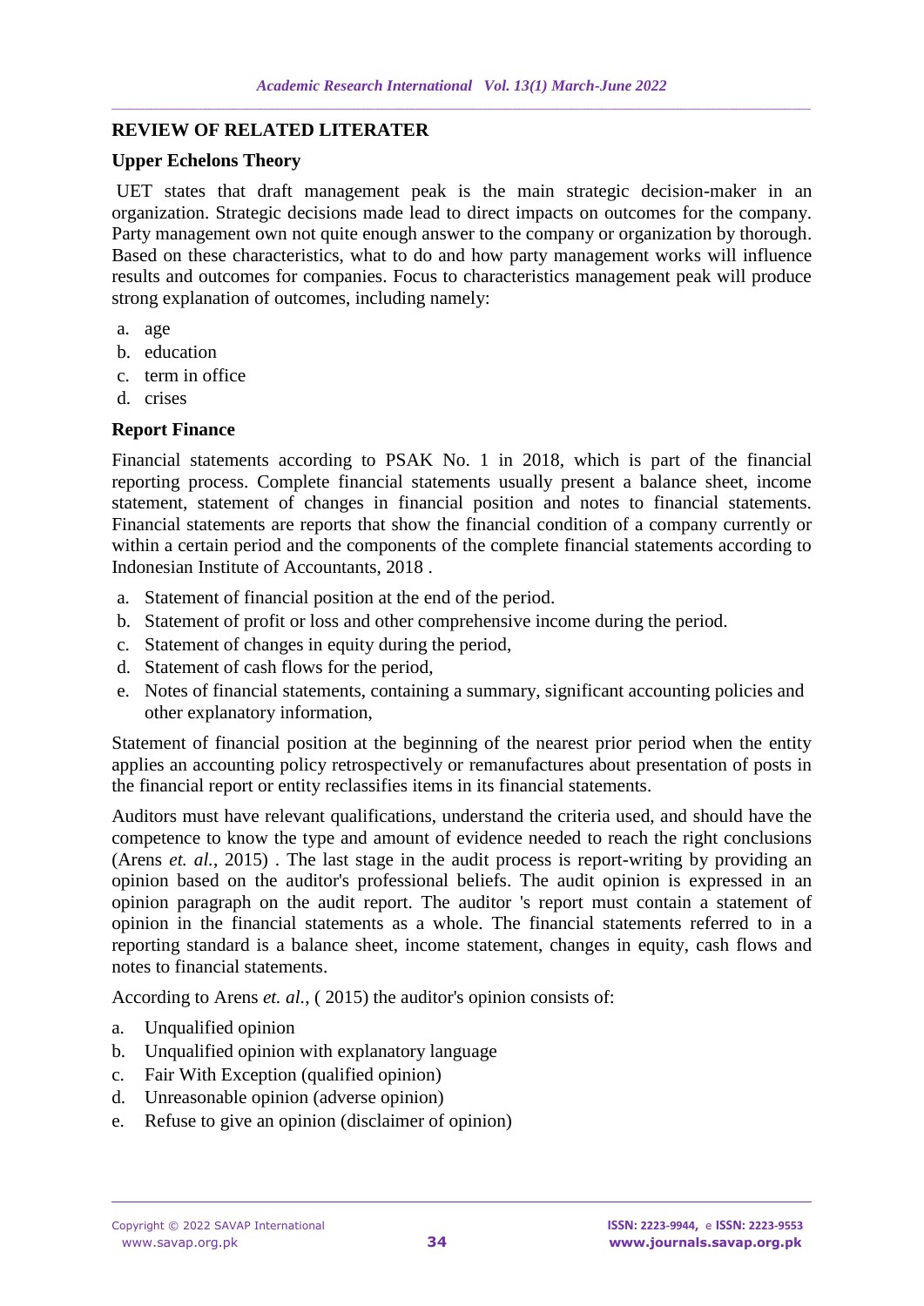## REVIEW OF RELATED LITERATER

### Upper Echelons Theory

UET states that draft management peak is the main strategic decision-maker in an organization. Strategic decisions made lead to direct impacts on outcomes for the company. Party management own not quite enough answer to the company or organization by thorough. Based on these characteristics, what to do and how party management works will influence results and outcomes for companies. Focus to characteristics management peak will produce strong explanation of outcomes, including namely:

a. age
b. education
c. term in office
d. crises

### Report Finance

Financial statements according to PSAK No. 1 in 2018, which is part of the financial reporting process. Complete financial statements usually present a balance sheet, income statement, statement of changes in financial position and notes to financial statements. Financial statements are reports that show the financial condition of a company currently or within a certain period and the components of the complete financial statements according to Indonesian Institute of Accountants, 2018 .

a. Statement of financial position at the end of the period.
b. Statement of profit or loss and other comprehensive income during the period.
c. Statement of changes in equity during the period,
d. Statement of cash flows for the period,
e. Notes of financial statements, containing a summary, significant accounting policies and other explanatory information,

Statement of financial position at the beginning of the nearest prior period when the entity applies an accounting policy retrospectively or remanufactures about presentation of posts in the financial report or entity reclassifies items in its financial statements.

Auditors must have relevant qualifications, understand the criteria used, and should have the competence to know the type and amount of evidence needed to reach the right conclusions (Arens *et. al.*, 2015) . The last stage in the audit process is report-writing by providing an opinion based on the auditor's professional beliefs. The audit opinion is expressed in an opinion paragraph on the audit report. The auditor 's report must contain a statement of opinion in the financial statements as a whole. The financial statements referred to in a reporting standard is a balance sheet, income statement, changes in equity, cash flows and notes to financial statements.

According to Arens *et. al.*, ( 2015) the auditor's opinion consists of:

a. Unqualified opinion
b. Unqualified opinion with explanatory language
c. Fair With Exception (qualified opinion)
d. Unreasonable opinion (adverse opinion)
e. Refuse to give an opinion (disclaimer of opinion)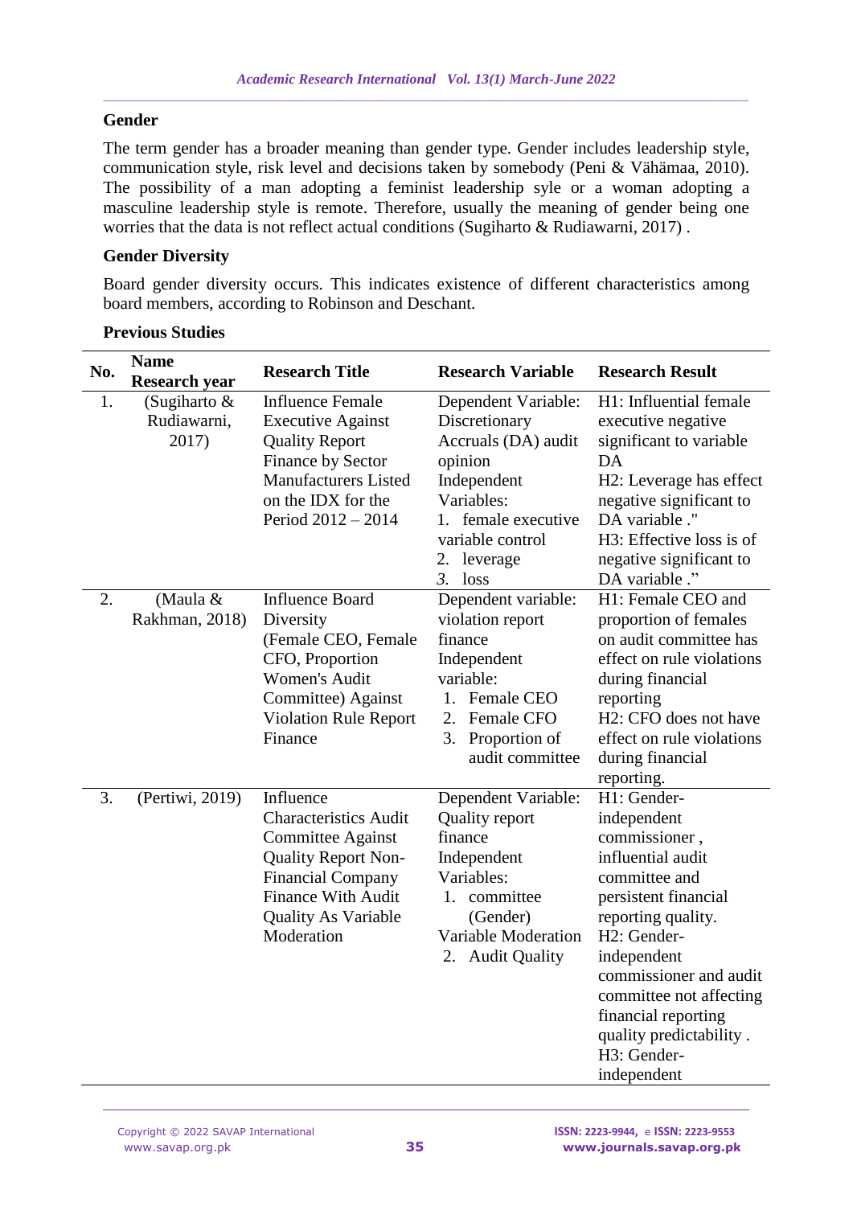**Gender**

The term gender has a broader meaning than gender type. Gender includes leadership style, communication style, risk level and decisions taken by somebody (Peni & Vähämaa, 2010). The possibility of a man adopting a feminist leadership syle or a woman adopting a masculine leadership style is remote. Therefore, usually the meaning of gender being one worries that the data is not reflect actual conditions (Sugiharto & Rudiawarni, 2017) .

**Gender Diversity**

Board gender diversity occurs. This indicates existence of different characteristics among board members, according to Robinson and Deschant.

**Previous Studies**

| No. | Name Research year | Research Title | Research Variable | Research Result |
|---|---|---|---|---|
| 1. | (Sugiharto & Rudiawarni, 2017) | Influence Female Executive Against Quality Report Finance by Sector Manufacturers Listed on the IDX for the Period 2012 – 2014 | Dependent Variable: Discretionary Accruals (DA) audit opinion<br>Independent Variables:<br>1. female executive variable control<br>2. leverage<br>3. loss | H1: Influential female executive negative significant to variable DA<br>H2: Leverage has effect negative significant to DA variable ."<br>H3: Effective loss is of negative significant to DA variable ." |
| 2. | (Maula & Rakhman, 2018) | Influence Board Diversity (Female CEO, Female CFO, Proportion Women's Audit Committee) Against Violation Rule Report Finance | Dependent variable: violation report finance<br>Independent variable:<br>1. Female CEO<br>2. Female CFO<br>3. Proportion of audit committee | H1: Female CEO and proportion of females on audit committee has effect on rule violations during financial reporting<br>H2: CFO does not have effect on rule violations during financial reporting. |
| 3. | (Pertiwi, 2019) | Influence Characteristics Audit Committee Against Quality Report Non-Financial Company Finance With Audit Quality As Variable Moderation | Dependent Variable: Quality report finance<br>Independent Variables:<br>1. committee (Gender)<br>Variable Moderation<br>2. Audit Quality | H1: Gender-independent commissioner , influential audit committee and persistent financial reporting quality.<br>H2: Gender-independent commissioner and audit committee not affecting financial reporting quality predictability .<br>H3: Gender-independent |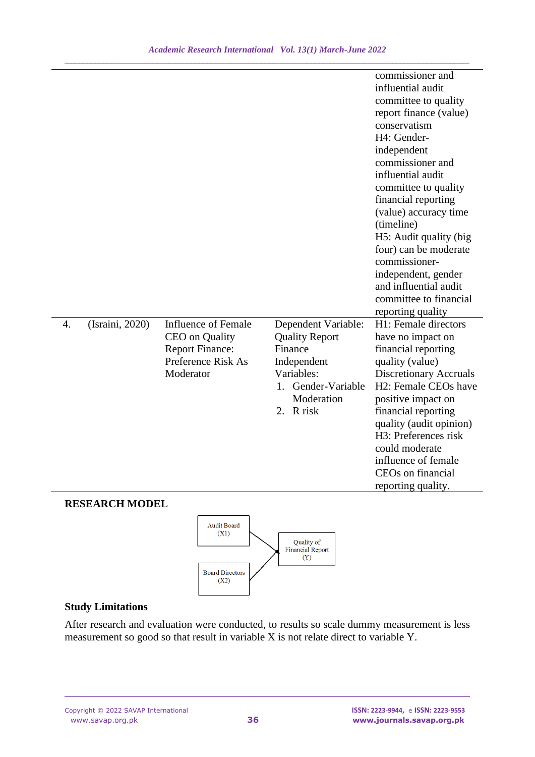| | | | | commissioner and influential audit committee to quality report finance (value) conservatism H4: Gender-independent commissioner and influential audit committee to quality financial reporting (value) accuracy time (timeline) H5: Audit quality (big four) can be moderate commissioner-independent, gender and influential audit committee to financial reporting quality |
|---|---|---|---|---|
| 4. | (Israini, 2020) | Influence of Female CEO on Quality Report Finance: Preference Risk As Moderator | Dependent Variable: Quality Report Finance Independent Variables: 1. Gender-Variable Moderation 2. R risk | H1: Female directors have no impact on financial reporting quality (value) Discretionary Accruals H2: Female CEOs have positive impact on financial reporting quality (audit opinion) H3: Preferences risk could moderate influence of female CEOs on financial reporting quality. |

**RESEARCH MODEL**

Audit Board (X1) → Quality of Financial Report (Y)

Board Directors (X2) → Quality of Financial Report (Y)

**Study Limitations**

After research and evaluation were conducted, to results so scale dummy measurement is less measurement so good so that result in variable X is not relate direct to variable Y.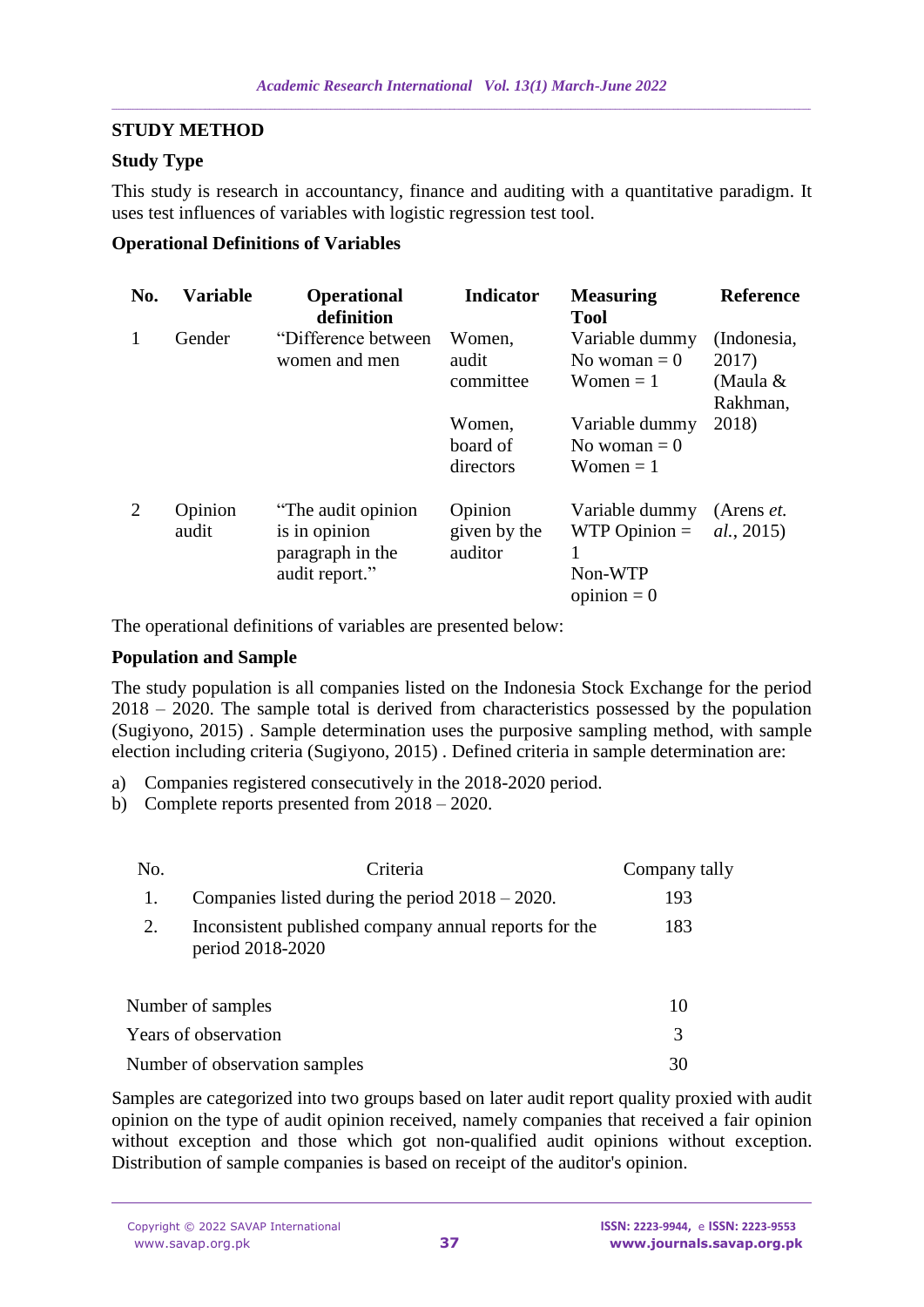## STUDY METHOD

### Study Type

This study is research in accountancy, finance and auditing with a quantitative paradigm. It uses test influences of variables with logistic regression test tool.

### Operational Definitions of Variables

| No. | Variable | Operational definition | Indicator | Measuring Tool | Reference |
|---|---|---|---|---|---|
| 1 | Gender | "Difference between women and men | Women, audit committee | Variable dummy No woman = 0 Women = 1 | (Indonesia, 2017) (Maula & Rakhman, 2018) |
| | | | Women, board of directors | Variable dummy No woman = 0 Women = 1 | |
| 2 | Opinion audit | "The audit opinion is in opinion paragraph in the audit report." | Opinion given by the auditor | Variable dummy WTP Opinion = 1 Non-WTP opinion = 0 | (Arens *et. al.*, 2015) |

The operational definitions of variables are presented below:

### Population and Sample

The study population is all companies listed on the Indonesia Stock Exchange for the period 2018 – 2020. The sample total is derived from characteristics possessed by the population (Sugiyono, 2015) . Sample determination uses the purposive sampling method, with sample election including criteria (Sugiyono, 2015) . Defined criteria in sample determination are:

a) Companies registered consecutively in the 2018-2020 period.
b) Complete reports presented from 2018 – 2020.

| No. | Criteria | Company tally |
|---|---|---|
| 1. | Companies listed during the period 2018 – 2020. | 193 |
| 2. | Inconsistent published company annual reports for the period 2018-2020 | 183 |
| Number of samples | | 10 |
| Years of observation | | 3 |
| Number of observation samples | | 30 |

Samples are categorized into two groups based on later audit report quality proxied with audit opinion on the type of audit opinion received, namely companies that received a fair opinion without exception and those which got non-qualified audit opinions without exception. Distribution of sample companies is based on receipt of the auditor's opinion.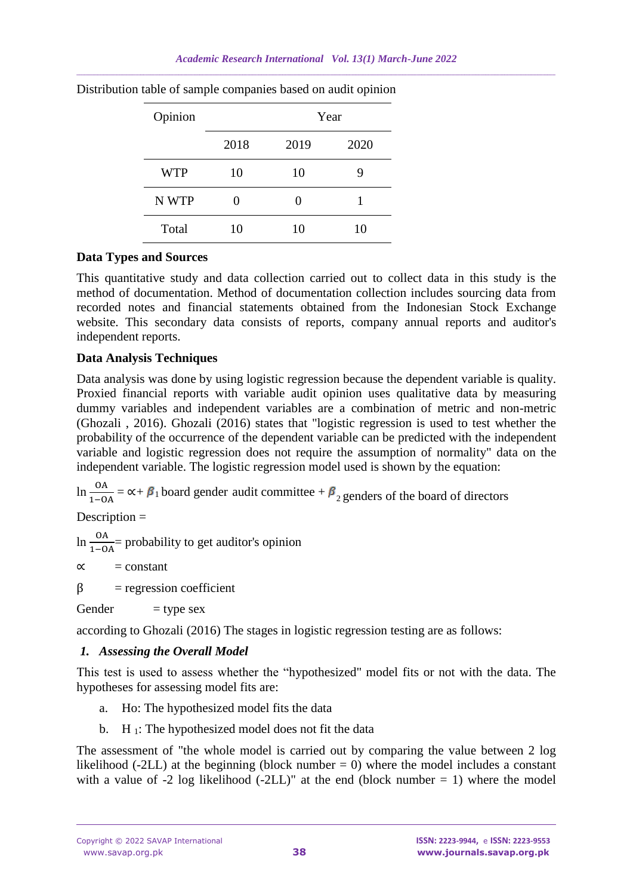Distribution table of sample companies based on audit opinion

| Opinion | Year | | |
|---|---|---|---|
| | 2018 | 2019 | 2020 |
| WTP | 10 | 10 | 9 |
| N WTP | 0 | 0 | 1 |
| Total | 10 | 10 | 10 |

**Data Types and Sources**

This quantitative study and data collection carried out to collect data in this study is the method of documentation. Method of documentation collection includes sourcing data from recorded notes and financial statements obtained from the Indonesian Stock Exchange website. This secondary data consists of reports, company annual reports and auditor's independent reports.

**Data Analysis Techniques**

Data analysis was done by using logistic regression because the dependent variable is quality. Proxied financial reports with variable audit opinion uses qualitative data by measuring dummy variables and independent variables are a combination of metric and non-metric (Ghozali , 2016). Ghozali (2016) states that "logistic regression is used to test whether the probability of the occurrence of the dependent variable can be predicted with the independent variable and logistic regression does not require the assumption of normality" data on the independent variable. The logistic regression model used is shown by the equation:

$\ln \frac{\text{OA}}{1-\text{OA}} = \propto + \beta_1$ board gender audit committee + $\beta_2$ genders of the board of directors

Description =

$\ln \frac{\text{OA}}{1-\text{OA}}$ = probability to get auditor's opinion

$\propto$ = constant

β = regression coefficient

Gender = type sex

according to Ghozali (2016) The stages in logistic regression testing are as follows:

***1. Assessing the Overall Model***

This test is used to assess whether the "hypothesized" model fits or not with the data. The hypotheses for assessing model fits are:

a. Ho: The hypothesized model fits the data

b. $H_1$: The hypothesized model does not fit the data

The assessment of "the whole model is carried out by comparing the value between 2 log likelihood (-2LL) at the beginning (block number = 0) where the model includes a constant with a value of -2 log likelihood (-2LL)" at the end (block number = 1) where the model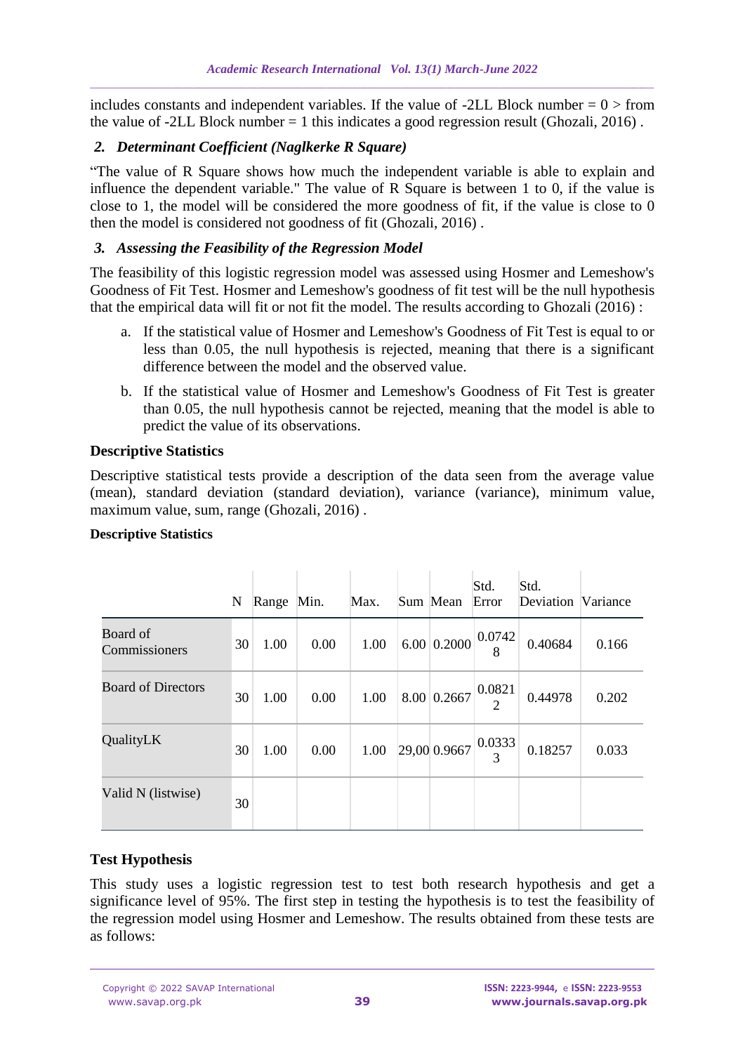includes constants and independent variables. If the value of -2LL Block number = 0 > from the value of -2LL Block number = 1 this indicates a good regression result (Ghozali, 2016) .

### *2. Determinant Coefficient (Naglkerke R Square)*

"The value of R Square shows how much the independent variable is able to explain and influence the dependent variable." The value of R Square is between 1 to 0, if the value is close to 1, the model will be considered the more goodness of fit, if the value is close to 0 then the model is considered not goodness of fit (Ghozali, 2016) .

### *3. Assessing the Feasibility of the Regression Model*

The feasibility of this logistic regression model was assessed using Hosmer and Lemeshow's Goodness of Fit Test. Hosmer and Lemeshow's goodness of fit test will be the null hypothesis that the empirical data will fit or not fit the model. The results according to Ghozali (2016) :

a. If the statistical value of Hosmer and Lemeshow's Goodness of Fit Test is equal to or less than 0.05, the null hypothesis is rejected, meaning that there is a significant difference between the model and the observed value.

b. If the statistical value of Hosmer and Lemeshow's Goodness of Fit Test is greater than 0.05, the null hypothesis cannot be rejected, meaning that the model is able to predict the value of its observations.

## Descriptive Statistics

Descriptive statistical tests provide a description of the data seen from the average value (mean), standard deviation (standard deviation), variance (variance), minimum value, maximum value, sum, range (Ghozali, 2016) .

**Descriptive Statistics**

| | N | Range | Min. | Max. | Sum | Mean | Std. Error | Std. Deviation | Variance |
|---|---|---|---|---|---|---|---|---|---|
| Board of Commissioners | 30 | 1.00 | 0.00 | 1.00 | 6.00 | 0.2000 | 0.07428 | 0.40684 | 0.166 |
| Board of Directors | 30 | 1.00 | 0.00 | 1.00 | 8.00 | 0.2667 | 0.08212 | 0.44978 | 0.202 |
| QualityLK | 30 | 1.00 | 0.00 | 1.00 | 29,00 | 0.9667 | 0.03333 | 0.18257 | 0.033 |
| Valid N (listwise) | 30 | | | | | | | | |

## Test Hypothesis

This study uses a logistic regression test to test both research hypothesis and get a significance level of 95%. The first step in testing the hypothesis is to test the feasibility of the regression model using Hosmer and Lemeshow. The results obtained from these tests are as follows: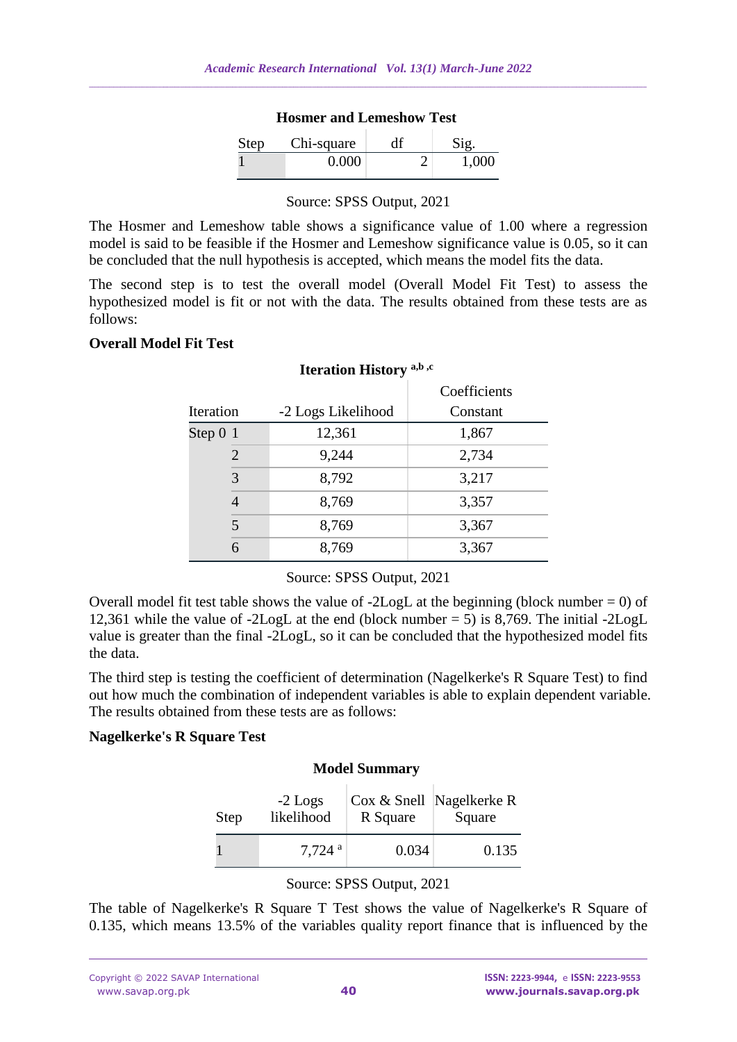**Hosmer and Lemeshow Test**

| Step | Chi-square | df | Sig. |
|---|---|---|---|
| 1 | 0.000 | 2 | 1,000 |

Source: SPSS Output, 2021

The Hosmer and Lemeshow table shows a significance value of 1.00 where a regression model is said to be feasible if the Hosmer and Lemeshow significance value is 0.05, so it can be concluded that the null hypothesis is accepted, which means the model fits the data.

The second step is to test the overall model (Overall Model Fit Test) to assess the hypothesized model is fit or not with the data. The results obtained from these tests are as follows:

**Overall Model Fit Test**

**Iteration History [a,b,c]**

| Iteration | | -2 Logs Likelihood | Coefficients |
|---|---|---|---|
| | | | Constant |
| Step 0 | 1 | 12,361 | 1,867 |
| | 2 | 9,244 | 2,734 |
| | 3 | 8,792 | 3,217 |
| | 4 | 8,769 | 3,357 |
| | 5 | 8,769 | 3,367 |
| | 6 | 8,769 | 3,367 |

Source: SPSS Output, 2021

Overall model fit test table shows the value of -2LogL at the beginning (block number = 0) of 12,361 while the value of -2LogL at the end (block number = 5) is 8,769. The initial -2LogL value is greater than the final -2LogL, so it can be concluded that the hypothesized model fits the data.

The third step is testing the coefficient of determination (Nagelkerke's R Square Test) to find out how much the combination of independent variables is able to explain dependent variable. The results obtained from these tests are as follows:

**Nagelkerke's R Square Test**

**Model Summary**

| Step | -2 Logs likelihood | Cox & Snell R Square | Nagelkerke R Square |
|---|---|---|---|
| 1 | 7,724 [a] | 0.034 | 0.135 |

Source: SPSS Output, 2021

The table of Nagelkerke's R Square T Test shows the value of Nagelkerke's R Square of 0.135, which means 13.5% of the variables quality report finance that is influenced by the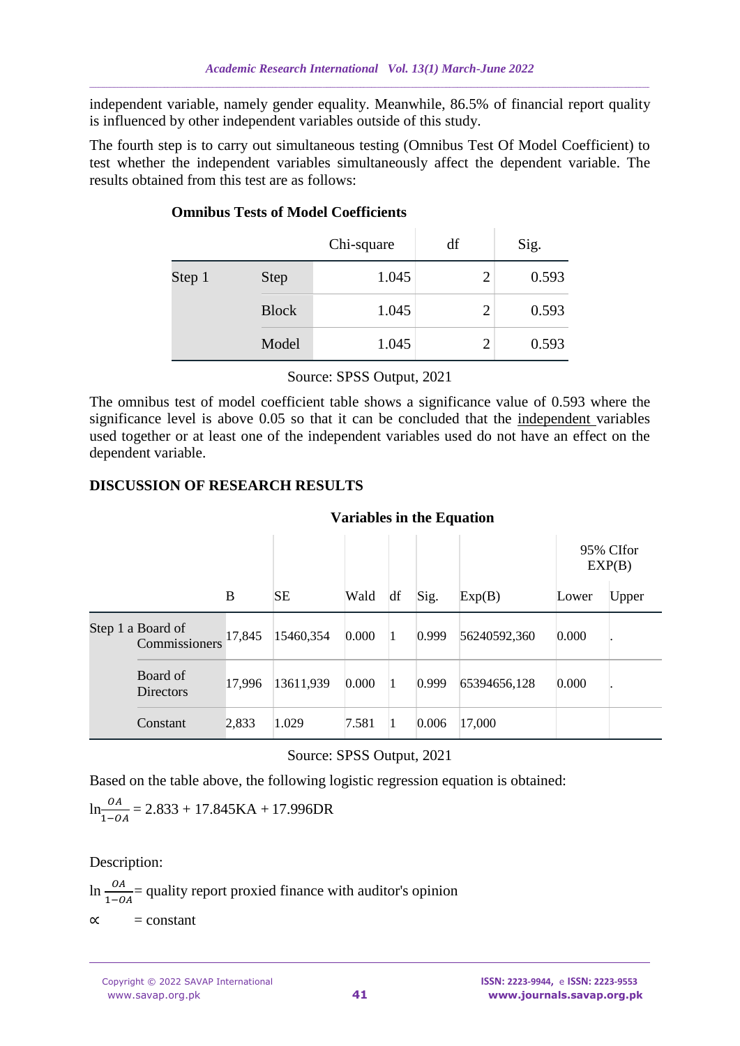independent variable, namely gender equality. Meanwhile, 86.5% of financial report quality is influenced by other independent variables outside of this study.

The fourth step is to carry out simultaneous testing (Omnibus Test Of Model Coefficient) to test whether the independent variables simultaneously affect the dependent variable. The results obtained from this test are as follows:

**Omnibus Tests of Model Coefficients**

| | | Chi-square | df | Sig. |
|---|---|---|---|---|
| Step 1 | Step | 1.045 | 2 | 0.593 |
| | Block | 1.045 | 2 | 0.593 |
| | Model | 1.045 | 2 | 0.593 |

Source: SPSS Output, 2021

The omnibus test of model coefficient table shows a significance value of 0.593 where the significance level is above 0.05 so that it can be concluded that the independent variables used together or at least one of the independent variables used do not have an effect on the dependent variable.

**DISCUSSION OF RESEARCH RESULTS**

**Variables in the Equation**

| | | B | SE | Wald | df | Sig. | Exp(B) | 95% CIfor EXP(B) | |
|---|---|---|---|---|---|---|---|---|---|
| | | | | | | | | Lower | Upper |
| Step 1 a | Board of Commissioners | 17,845 | 15460,354 | 0.000 | 1 | 0.999 | 56240592,360 | 0.000 | . |
| | Board of Directors | 17,996 | 13611,939 | 0.000 | 1 | 0.999 | 65394656,128 | 0.000 | . |
| | Constant | 2,833 | 1.029 | 7.581 | 1 | 0.006 | 17,000 | | |

Source: SPSS Output, 2021

Based on the table above, the following logistic regression equation is obtained:

$$\ln\frac{OA}{1-OA} = 2.833 + 17.845KA + 17.996DR$$

Description:

$\ln\frac{OA}{1-OA}$ = quality report proxied finance with auditor's opinion

$\propto$ = constant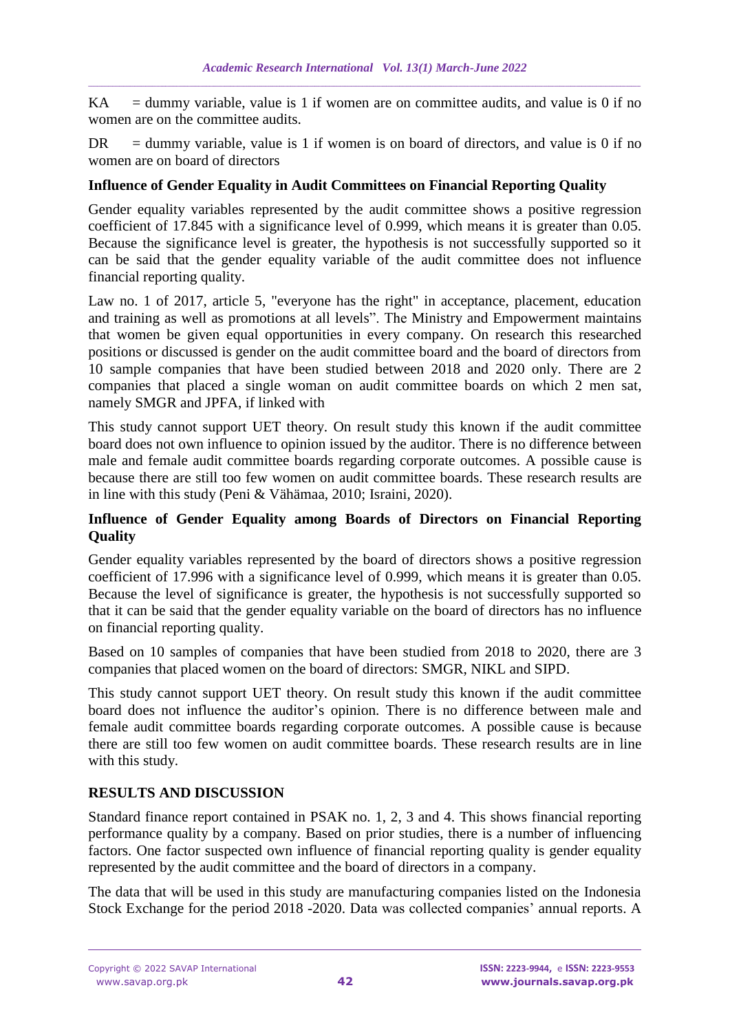KA = dummy variable, value is 1 if women are on committee audits, and value is 0 if no women are on the committee audits.

DR = dummy variable, value is 1 if women is on board of directors, and value is 0 if no women are on board of directors

**Influence of Gender Equality in Audit Committees on Financial Reporting Quality**

Gender equality variables represented by the audit committee shows a positive regression coefficient of 17.845 with a significance level of 0.999, which means it is greater than 0.05. Because the significance level is greater, the hypothesis is not successfully supported so it can be said that the gender equality variable of the audit committee does not influence financial reporting quality.

Law no. 1 of 2017, article 5, "everyone has the right" in acceptance, placement, education and training as well as promotions at all levels". The Ministry and Empowerment maintains that women be given equal opportunities in every company. On research this researched positions or discussed is gender on the audit committee board and the board of directors from 10 sample companies that have been studied between 2018 and 2020 only. There are 2 companies that placed a single woman on audit committee boards on which 2 men sat, namely SMGR and JPFA, if linked with

This study cannot support UET theory. On result study this known if the audit committee board does not own influence to opinion issued by the auditor. There is no difference between male and female audit committee boards regarding corporate outcomes. A possible cause is because there are still too few women on audit committee boards. These research results are in line with this study (Peni & Vähämaa, 2010; Israini, 2020).

**Influence of Gender Equality among Boards of Directors on Financial Reporting Quality**

Gender equality variables represented by the board of directors shows a positive regression coefficient of 17.996 with a significance level of 0.999, which means it is greater than 0.05. Because the level of significance is greater, the hypothesis is not successfully supported so that it can be said that the gender equality variable on the board of directors has no influence on financial reporting quality.

Based on 10 samples of companies that have been studied from 2018 to 2020, there are 3 companies that placed women on the board of directors: SMGR, NIKL and SIPD.

This study cannot support UET theory. On result study this known if the audit committee board does not influence the auditor's opinion. There is no difference between male and female audit committee boards regarding corporate outcomes. A possible cause is because there are still too few women on audit committee boards. These research results are in line with this study.

## RESULTS AND DISCUSSION

Standard finance report contained in PSAK no. 1, 2, 3 and 4. This shows financial reporting performance quality by a company. Based on prior studies, there is a number of influencing factors. One factor suspected own influence of financial reporting quality is gender equality represented by the audit committee and the board of directors in a company.

The data that will be used in this study are manufacturing companies listed on the Indonesia Stock Exchange for the period 2018 -2020. Data was collected companies' annual reports. A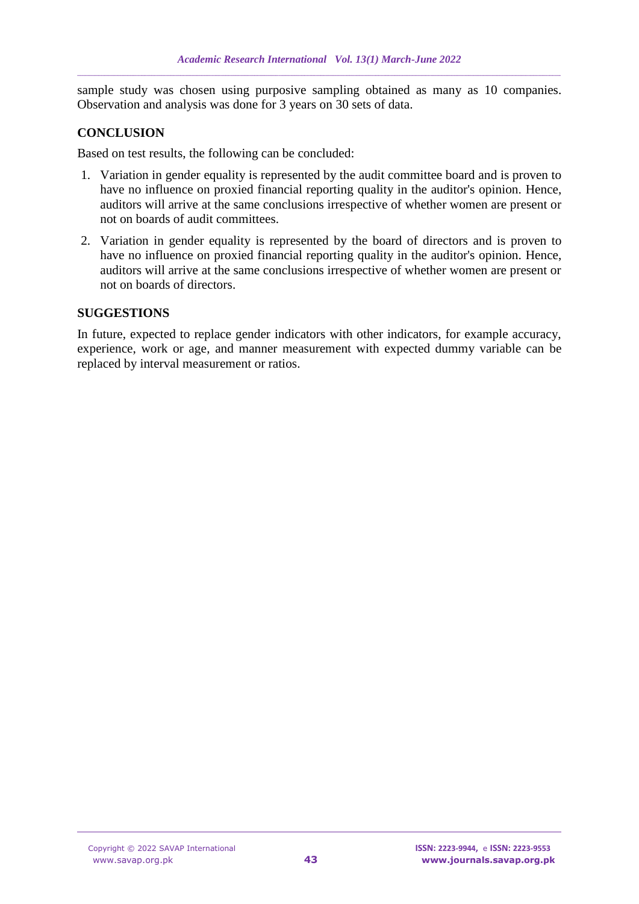sample study was chosen using purposive sampling obtained as many as 10 companies. Observation and analysis was done for 3 years on 30 sets of data.

## CONCLUSION

Based on test results, the following can be concluded:

1. Variation in gender equality is represented by the audit committee board and is proven to have no influence on proxied financial reporting quality in the auditor's opinion. Hence, auditors will arrive at the same conclusions irrespective of whether women are present or not on boards of audit committees.
2. Variation in gender equality is represented by the board of directors and is proven to have no influence on proxied financial reporting quality in the auditor's opinion. Hence, auditors will arrive at the same conclusions irrespective of whether women are present or not on boards of directors.

## SUGGESTIONS

In future, expected to replace gender indicators with other indicators, for example accuracy, experience, work or age, and manner measurement with expected dummy variable can be replaced by interval measurement or ratios.